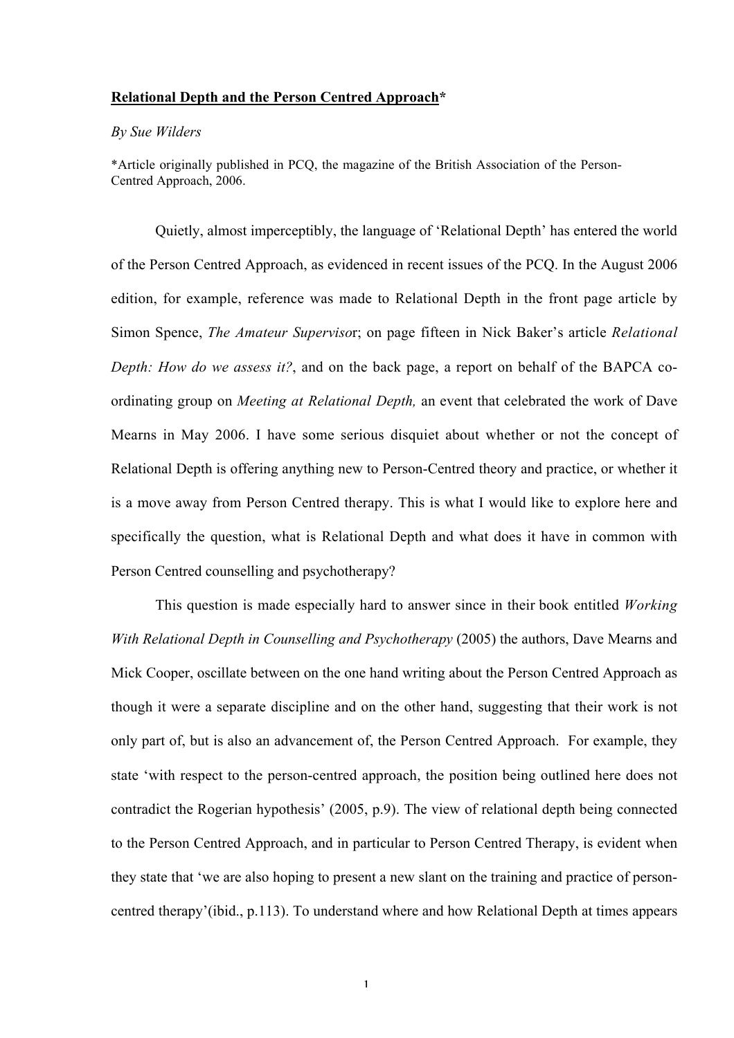**Relational Depth and the Person Centred Approach***

*By Sue Wilders*

*Article originally published in PCQ, the magazine of the British Association of the Person-Centred Approach, 2006.

Quietly, almost imperceptibly, the language of 'Relational Depth' has entered the world of the Person Centred Approach, as evidenced in recent issues of the PCQ. In the August 2006 edition, for example, reference was made to Relational Depth in the front page article by Simon Spence, *The Amateur Supervisor*; on page fifteen in Nick Baker's article *Relational Depth: How do we assess it?*, and on the back page, a report on behalf of the BAPCA co-ordinating group on *Meeting at Relational Depth,* an event that celebrated the work of Dave Mearns in May 2006. I have some serious disquiet about whether or not the concept of Relational Depth is offering anything new to Person-Centred theory and practice, or whether it is a move away from Person Centred therapy. This is what I would like to explore here and specifically the question, what is Relational Depth and what does it have in common with Person Centred counselling and psychotherapy?

This question is made especially hard to answer since in their book entitled *Working With Relational Depth in Counselling and Psychotherapy* (2005) the authors, Dave Mearns and Mick Cooper, oscillate between on the one hand writing about the Person Centred Approach as though it were a separate discipline and on the other hand, suggesting that their work is not only part of, but is also an advancement of, the Person Centred Approach. For example, they state 'with respect to the person-centred approach, the position being outlined here does not contradict the Rogerian hypothesis' (2005, p.9). The view of relational depth being connected to the Person Centred Approach, and in particular to Person Centred Therapy, is evident when they state that 'we are also hoping to present a new slant on the training and practice of person-centred therapy'(ibid., p.113). To understand where and how Relational Depth at times appears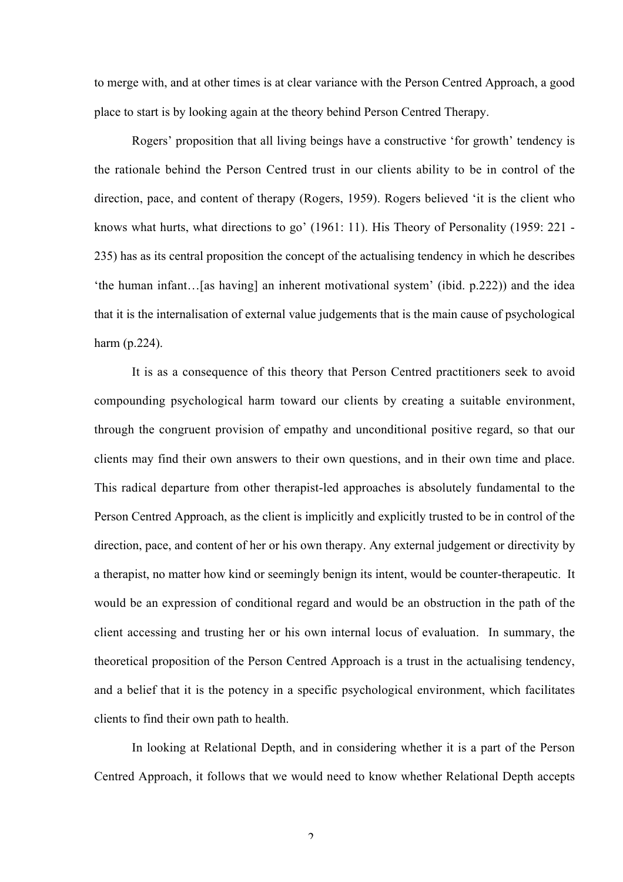to merge with, and at other times is at clear variance with the Person Centred Approach, a good place to start is by looking again at the theory behind Person Centred Therapy.

Rogers' proposition that all living beings have a constructive 'for growth' tendency is the rationale behind the Person Centred trust in our clients ability to be in control of the direction, pace, and content of therapy (Rogers, 1959). Rogers believed 'it is the client who knows what hurts, what directions to go' (1961: 11). His Theory of Personality (1959: 221 - 235) has as its central proposition the concept of the actualising tendency in which he describes 'the human infant…[as having] an inherent motivational system' (ibid. p.222)) and the idea that it is the internalisation of external value judgements that is the main cause of psychological harm (p.224).

It is as a consequence of this theory that Person Centred practitioners seek to avoid compounding psychological harm toward our clients by creating a suitable environment, through the congruent provision of empathy and unconditional positive regard, so that our clients may find their own answers to their own questions, and in their own time and place. This radical departure from other therapist-led approaches is absolutely fundamental to the Person Centred Approach, as the client is implicitly and explicitly trusted to be in control of the direction, pace, and content of her or his own therapy. Any external judgement or directivity by a therapist, no matter how kind or seemingly benign its intent, would be counter-therapeutic. It would be an expression of conditional regard and would be an obstruction in the path of the client accessing and trusting her or his own internal locus of evaluation. In summary, the theoretical proposition of the Person Centred Approach is a trust in the actualising tendency, and a belief that it is the potency in a specific psychological environment, which facilitates clients to find their own path to health.

In looking at Relational Depth, and in considering whether it is a part of the Person Centred Approach, it follows that we would need to know whether Relational Depth accepts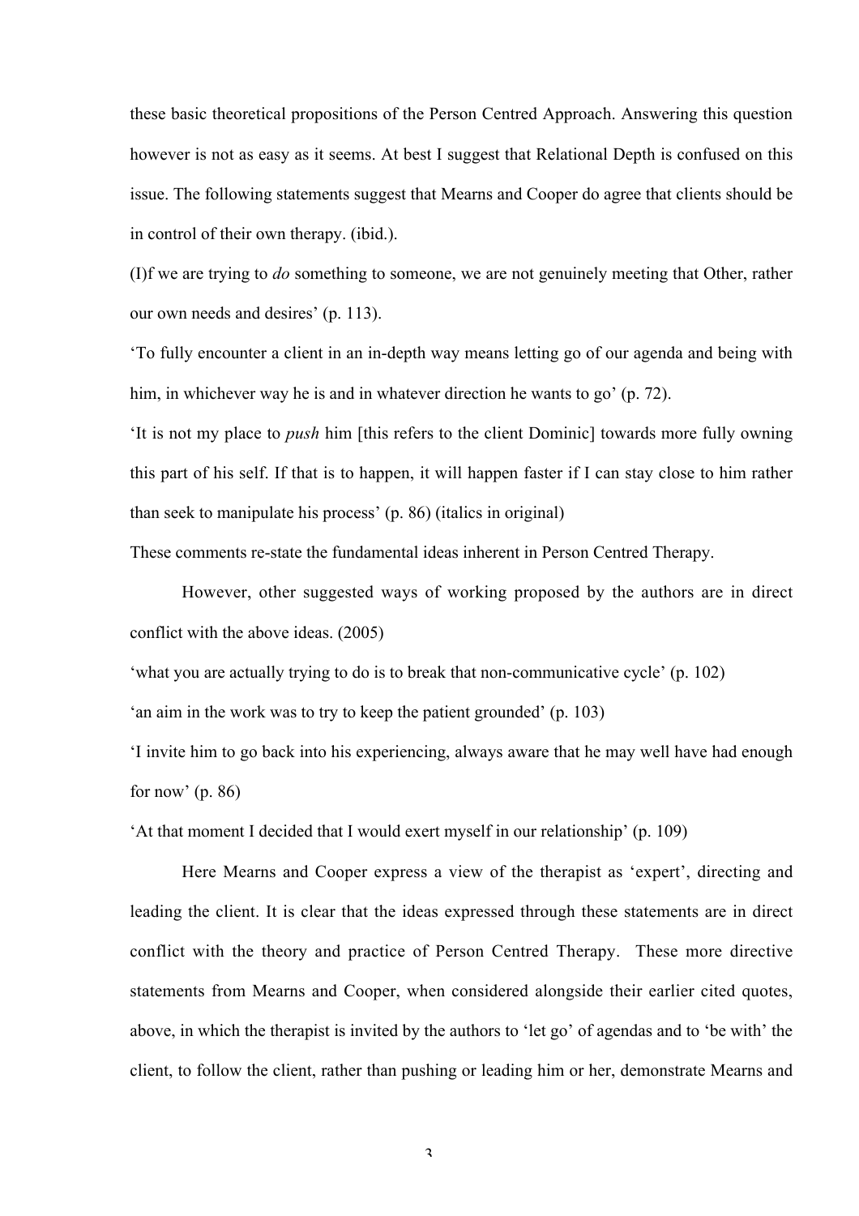these basic theoretical propositions of the Person Centred Approach. Answering this question however is not as easy as it seems. At best I suggest that Relational Depth is confused on this issue. The following statements suggest that Mearns and Cooper do agree that clients should be in control of their own therapy. (ibid.).

(I)f we are trying to *do* something to someone, we are not genuinely meeting that Other, rather our own needs and desires' (p. 113).

'To fully encounter a client in an in-depth way means letting go of our agenda and being with him, in whichever way he is and in whatever direction he wants to go' (p. 72).

'It is not my place to *push* him [this refers to the client Dominic] towards more fully owning this part of his self. If that is to happen, it will happen faster if I can stay close to him rather than seek to manipulate his process' (p. 86) (italics in original)

These comments re-state the fundamental ideas inherent in Person Centred Therapy.

However, other suggested ways of working proposed by the authors are in direct conflict with the above ideas. (2005)

'what you are actually trying to do is to break that non-communicative cycle' (p. 102)

'an aim in the work was to try to keep the patient grounded' (p. 103)

'I invite him to go back into his experiencing, always aware that he may well have had enough for now' (p. 86)

'At that moment I decided that I would exert myself in our relationship' (p. 109)

Here Mearns and Cooper express a view of the therapist as 'expert', directing and leading the client. It is clear that the ideas expressed through these statements are in direct conflict with the theory and practice of Person Centred Therapy. These more directive statements from Mearns and Cooper, when considered alongside their earlier cited quotes, above, in which the therapist is invited by the authors to 'let go' of agendas and to 'be with' the client, to follow the client, rather than pushing or leading him or her, demonstrate Mearns and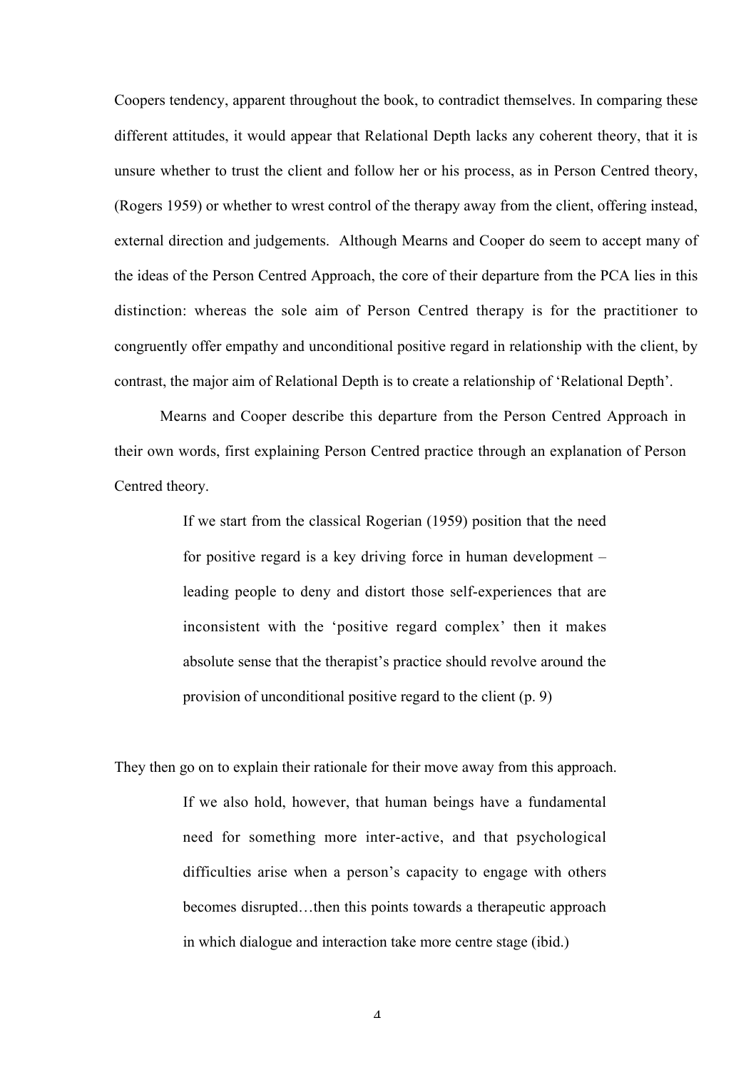Coopers tendency, apparent throughout the book, to contradict themselves. In comparing these different attitudes, it would appear that Relational Depth lacks any coherent theory, that it is unsure whether to trust the client and follow her or his process, as in Person Centred theory, (Rogers 1959) or whether to wrest control of the therapy away from the client, offering instead, external direction and judgements. Although Mearns and Cooper do seem to accept many of the ideas of the Person Centred Approach, the core of their departure from the PCA lies in this distinction: whereas the sole aim of Person Centred therapy is for the practitioner to congruently offer empathy and unconditional positive regard in relationship with the client, by contrast, the major aim of Relational Depth is to create a relationship of 'Relational Depth'.

Mearns and Cooper describe this departure from the Person Centred Approach in their own words, first explaining Person Centred practice through an explanation of Person Centred theory.

> If we start from the classical Rogerian (1959) position that the need for positive regard is a key driving force in human development – leading people to deny and distort those self-experiences that are inconsistent with the 'positive regard complex' then it makes absolute sense that the therapist's practice should revolve around the provision of unconditional positive regard to the client (p. 9)

They then go on to explain their rationale for their move away from this approach.

> If we also hold, however, that human beings have a fundamental need for something more inter-active, and that psychological difficulties arise when a person's capacity to engage with others becomes disrupted…then this points towards a therapeutic approach in which dialogue and interaction take more centre stage (ibid.)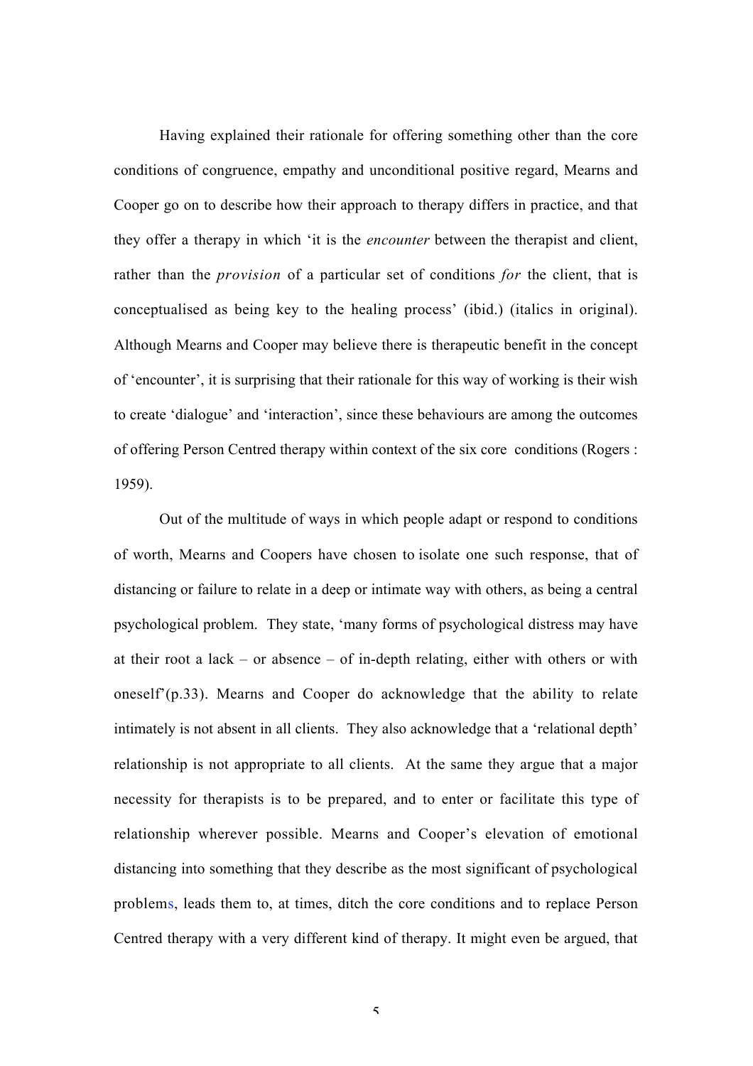Having explained their rationale for offering something other than the core conditions of congruence, empathy and unconditional positive regard, Mearns and Cooper go on to describe how their approach to therapy differs in practice, and that they offer a therapy in which 'it is the *encounter* between the therapist and client, rather than the *provision* of a particular set of conditions *for* the client, that is conceptualised as being key to the healing process' (ibid.) (italics in original). Although Mearns and Cooper may believe there is therapeutic benefit in the concept of 'encounter', it is surprising that their rationale for this way of working is their wish to create 'dialogue' and 'interaction', since these behaviours are among the outcomes of offering Person Centred therapy within context of the six core conditions (Rogers : 1959).

Out of the multitude of ways in which people adapt or respond to conditions of worth, Mearns and Coopers have chosen to isolate one such response, that of distancing or failure to relate in a deep or intimate way with others, as being a central psychological problem. They state, 'many forms of psychological distress may have at their root a lack – or absence – of in-depth relating, either with others or with oneself'(p.33). Mearns and Cooper do acknowledge that the ability to relate intimately is not absent in all clients. They also acknowledge that a 'relational depth' relationship is not appropriate to all clients. At the same they argue that a major necessity for therapists is to be prepared, and to enter or facilitate this type of relationship wherever possible. Mearns and Cooper's elevation of emotional distancing into something that they describe as the most significant of psychological problems, leads them to, at times, ditch the core conditions and to replace Person Centred therapy with a very different kind of therapy. It might even be argued, that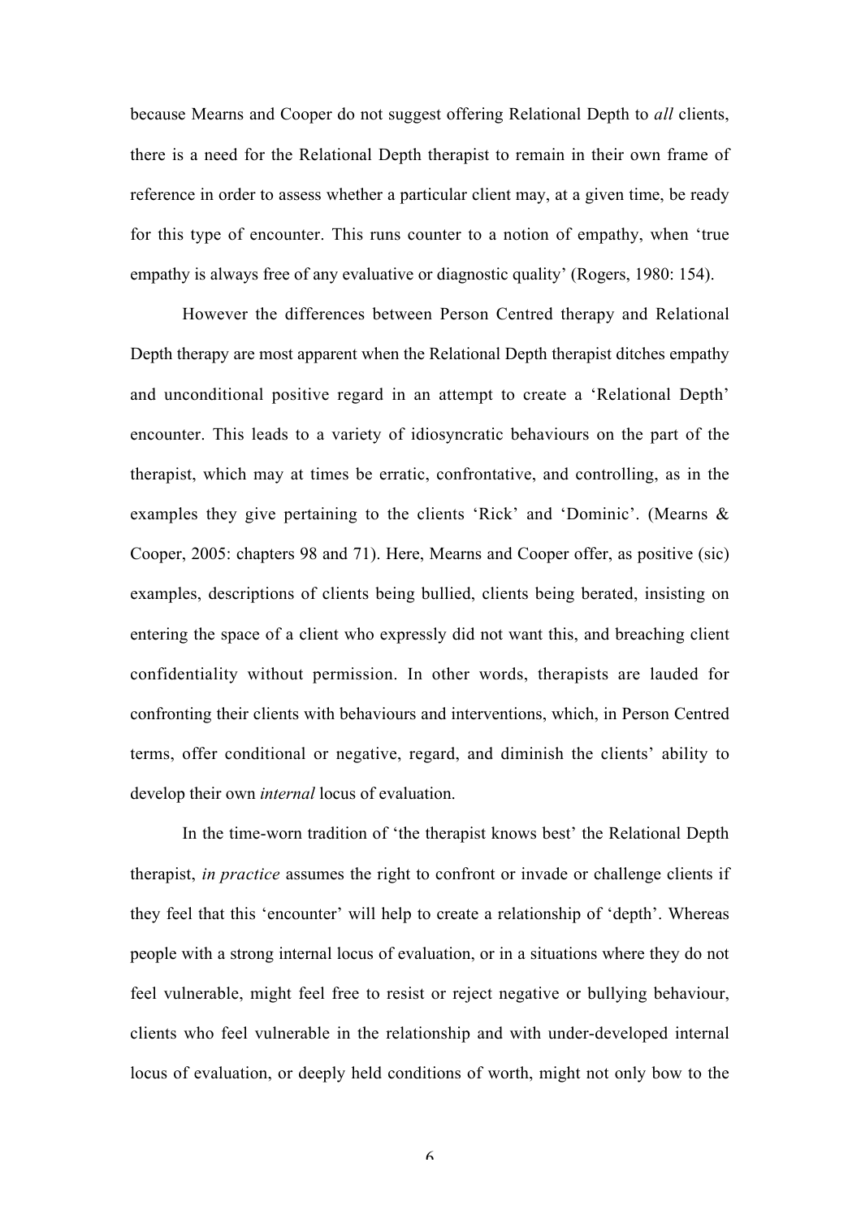because Mearns and Cooper do not suggest offering Relational Depth to *all* clients, there is a need for the Relational Depth therapist to remain in their own frame of reference in order to assess whether a particular client may, at a given time, be ready for this type of encounter. This runs counter to a notion of empathy, when 'true empathy is always free of any evaluative or diagnostic quality' (Rogers, 1980: 154).

However the differences between Person Centred therapy and Relational Depth therapy are most apparent when the Relational Depth therapist ditches empathy and unconditional positive regard in an attempt to create a 'Relational Depth' encounter. This leads to a variety of idiosyncratic behaviours on the part of the therapist, which may at times be erratic, confrontative, and controlling, as in the examples they give pertaining to the clients 'Rick' and 'Dominic'. (Mearns & Cooper, 2005: chapters 98 and 71). Here, Mearns and Cooper offer, as positive (sic) examples, descriptions of clients being bullied, clients being berated, insisting on entering the space of a client who expressly did not want this, and breaching client confidentiality without permission. In other words, therapists are lauded for confronting their clients with behaviours and interventions, which, in Person Centred terms, offer conditional or negative, regard, and diminish the clients' ability to develop their own *internal* locus of evaluation.

In the time-worn tradition of 'the therapist knows best' the Relational Depth therapist, *in practice* assumes the right to confront or invade or challenge clients if they feel that this 'encounter' will help to create a relationship of 'depth'. Whereas people with a strong internal locus of evaluation, or in a situations where they do not feel vulnerable, might feel free to resist or reject negative or bullying behaviour, clients who feel vulnerable in the relationship and with under-developed internal locus of evaluation, or deeply held conditions of worth, might not only bow to the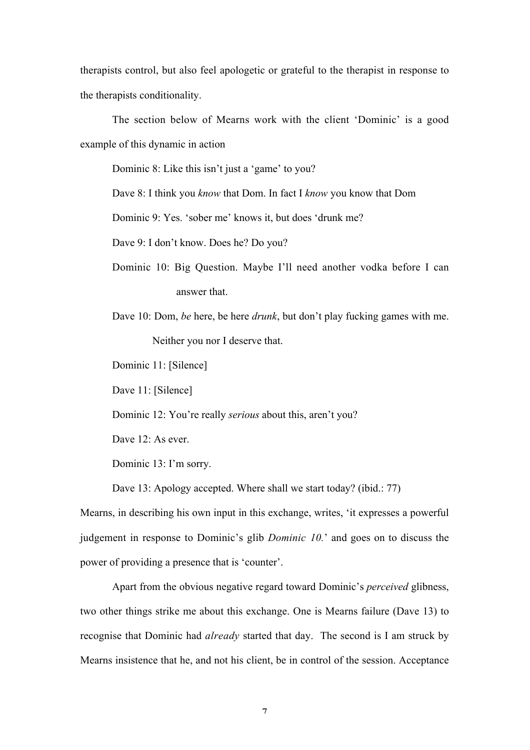therapists control, but also feel apologetic or grateful to the therapist in response to the therapists conditionality.

The section below of Mearns work with the client 'Dominic' is a good example of this dynamic in action

> Dominic 8: Like this isn't just a 'game' to you?
>
> Dave 8: I think you *know* that Dom. In fact I *know* you know that Dom
>
> Dominic 9: Yes. 'sober me' knows it, but does 'drunk me?
>
> Dave 9: I don't know. Does he? Do you?
>
> Dominic 10: Big Question. Maybe I'll need another vodka before I can answer that.
>
> Dave 10: Dom, *be* here, be here *drunk*, but don't play fucking games with me. Neither you nor I deserve that.
>
> Dominic 11: [Silence]
>
> Dave 11: [Silence]
>
> Dominic 12: You're really *serious* about this, aren't you?
>
> Dave 12: As ever.
>
> Dominic 13: I'm sorry.
>
> Dave 13: Apology accepted. Where shall we start today? (ibid.: 77)

Mearns, in describing his own input in this exchange, writes, 'it expresses a powerful judgement in response to Dominic's glib *Dominic 10.*' and goes on to discuss the power of providing a presence that is 'counter'.

Apart from the obvious negative regard toward Dominic's *perceived* glibness, two other things strike me about this exchange. One is Mearns failure (Dave 13) to recognise that Dominic had *already* started that day. The second is I am struck by Mearns insistence that he, and not his client, be in control of the session. Acceptance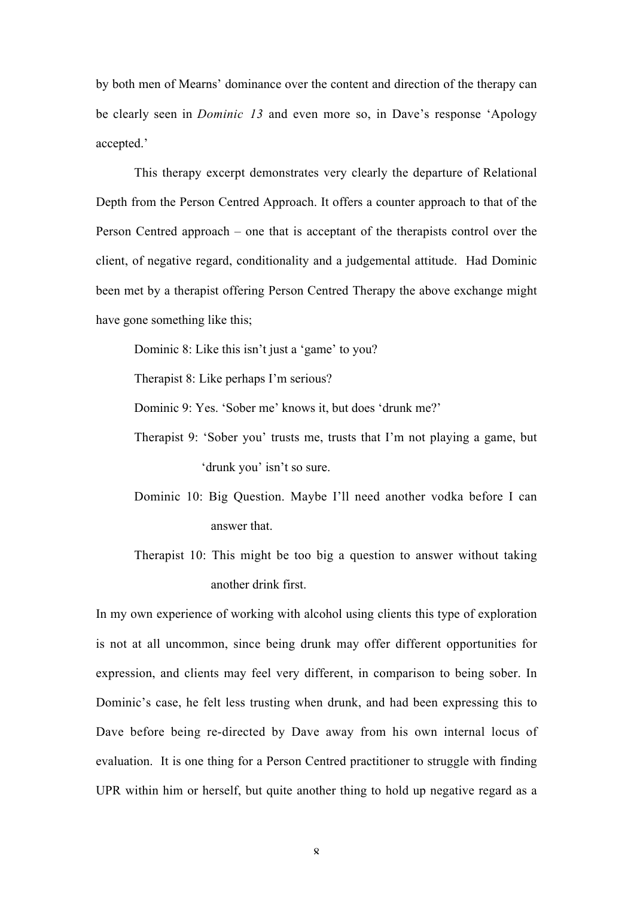by both men of Mearns' dominance over the content and direction of the therapy can be clearly seen in *Dominic 13* and even more so, in Dave's response 'Apology accepted.'

This therapy excerpt demonstrates very clearly the departure of Relational Depth from the Person Centred Approach. It offers a counter approach to that of the Person Centred approach – one that is acceptant of the therapists control over the client, of negative regard, conditionality and a judgemental attitude. Had Dominic been met by a therapist offering Person Centred Therapy the above exchange might have gone something like this;

> Dominic 8: Like this isn't just a 'game' to you?
>
> Therapist 8: Like perhaps I'm serious?
>
> Dominic 9: Yes. 'Sober me' knows it, but does 'drunk me?'
>
> Therapist 9: 'Sober you' trusts me, trusts that I'm not playing a game, but 'drunk you' isn't so sure.
>
> Dominic 10: Big Question. Maybe I'll need another vodka before I can answer that.
>
> Therapist 10: This might be too big a question to answer without taking another drink first.

In my own experience of working with alcohol using clients this type of exploration is not at all uncommon, since being drunk may offer different opportunities for expression, and clients may feel very different, in comparison to being sober. In Dominic's case, he felt less trusting when drunk, and had been expressing this to Dave before being re-directed by Dave away from his own internal locus of evaluation. It is one thing for a Person Centred practitioner to struggle with finding UPR within him or herself, but quite another thing to hold up negative regard as a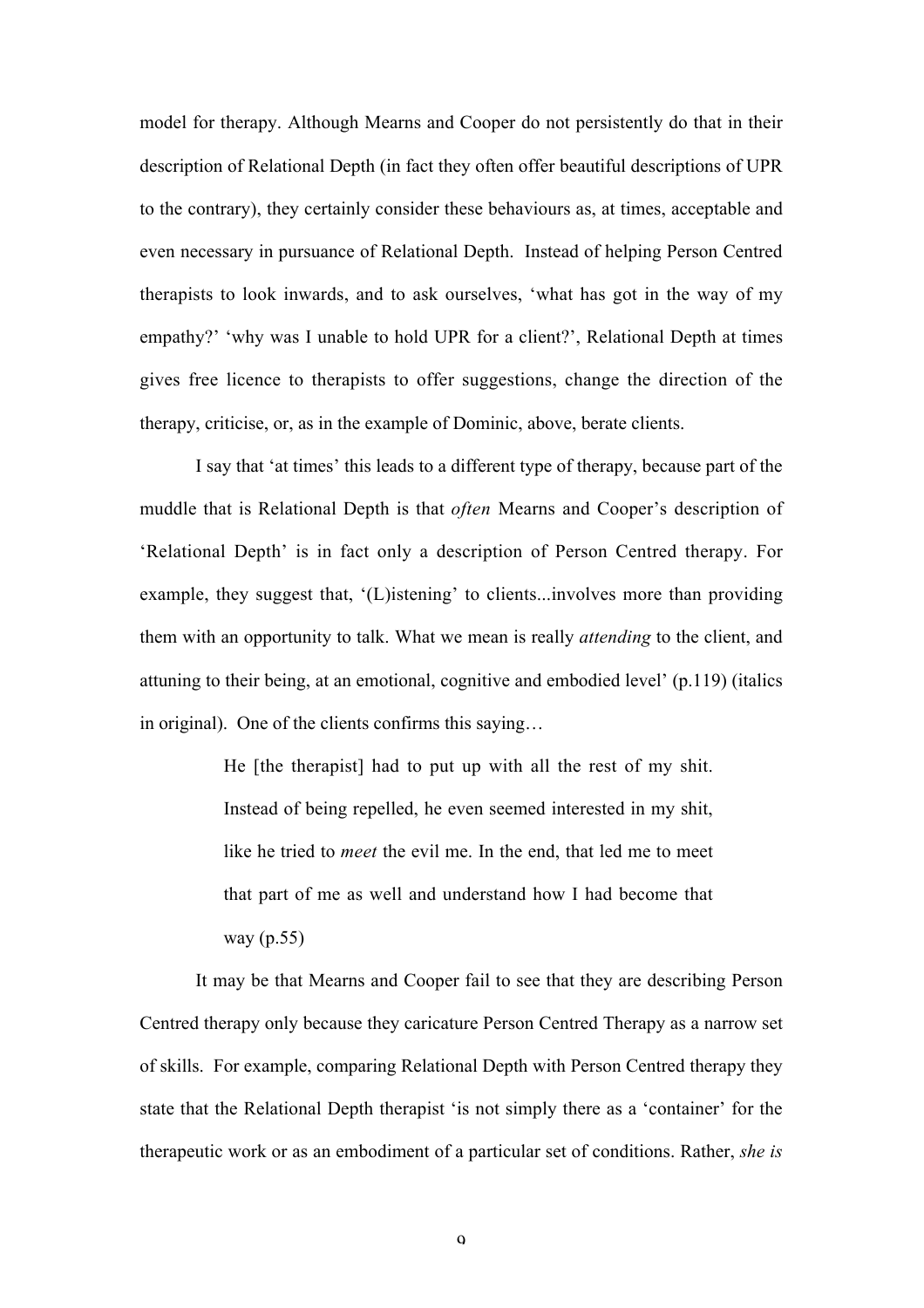model for therapy. Although Mearns and Cooper do not persistently do that in their description of Relational Depth (in fact they often offer beautiful descriptions of UPR to the contrary), they certainly consider these behaviours as, at times, acceptable and even necessary in pursuance of Relational Depth. Instead of helping Person Centred therapists to look inwards, and to ask ourselves, 'what has got in the way of my empathy?' 'why was I unable to hold UPR for a client?', Relational Depth at times gives free licence to therapists to offer suggestions, change the direction of the therapy, criticise, or, as in the example of Dominic, above, berate clients.

I say that 'at times' this leads to a different type of therapy, because part of the muddle that is Relational Depth is that *often* Mearns and Cooper's description of 'Relational Depth' is in fact only a description of Person Centred therapy. For example, they suggest that, '(L)istening' to clients...involves more than providing them with an opportunity to talk. What we mean is really *attending* to the client, and attuning to their being, at an emotional, cognitive and embodied level' (p.119) (italics in original). One of the clients confirms this saying…

> He [the therapist] had to put up with all the rest of my shit. Instead of being repelled, he even seemed interested in my shit, like he tried to *meet* the evil me. In the end, that led me to meet that part of me as well and understand how I had become that way (p.55)

It may be that Mearns and Cooper fail to see that they are describing Person Centred therapy only because they caricature Person Centred Therapy as a narrow set of skills. For example, comparing Relational Depth with Person Centred therapy they state that the Relational Depth therapist 'is not simply there as a 'container' for the therapeutic work or as an embodiment of a particular set of conditions. Rather, *she is*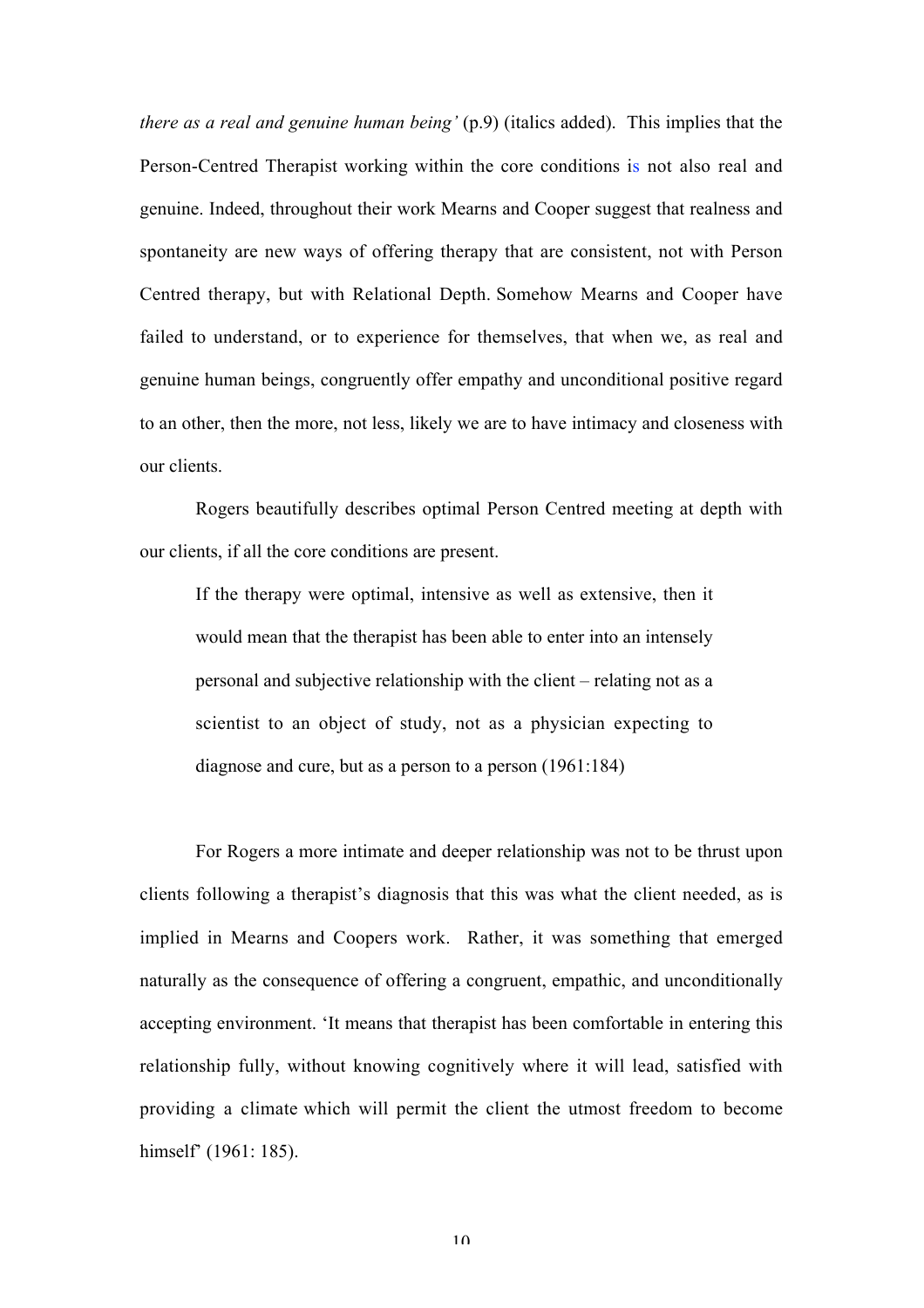*there as a real and genuine human being'* (p.9) (italics added). This implies that the Person-Centred Therapist working within the core conditions is not also real and genuine. Indeed, throughout their work Mearns and Cooper suggest that realness and spontaneity are new ways of offering therapy that are consistent, not with Person Centred therapy, but with Relational Depth. Somehow Mearns and Cooper have failed to understand, or to experience for themselves, that when we, as real and genuine human beings, congruently offer empathy and unconditional positive regard to an other, then the more, not less, likely we are to have intimacy and closeness with our clients.

Rogers beautifully describes optimal Person Centred meeting at depth with our clients, if all the core conditions are present.

> If the therapy were optimal, intensive as well as extensive, then it would mean that the therapist has been able to enter into an intensely personal and subjective relationship with the client – relating not as a scientist to an object of study, not as a physician expecting to diagnose and cure, but as a person to a person (1961:184)

For Rogers a more intimate and deeper relationship was not to be thrust upon clients following a therapist's diagnosis that this was what the client needed, as is implied in Mearns and Coopers work. Rather, it was something that emerged naturally as the consequence of offering a congruent, empathic, and unconditionally accepting environment. 'It means that therapist has been comfortable in entering this relationship fully, without knowing cognitively where it will lead, satisfied with providing a climate which will permit the client the utmost freedom to become himself' (1961: 185).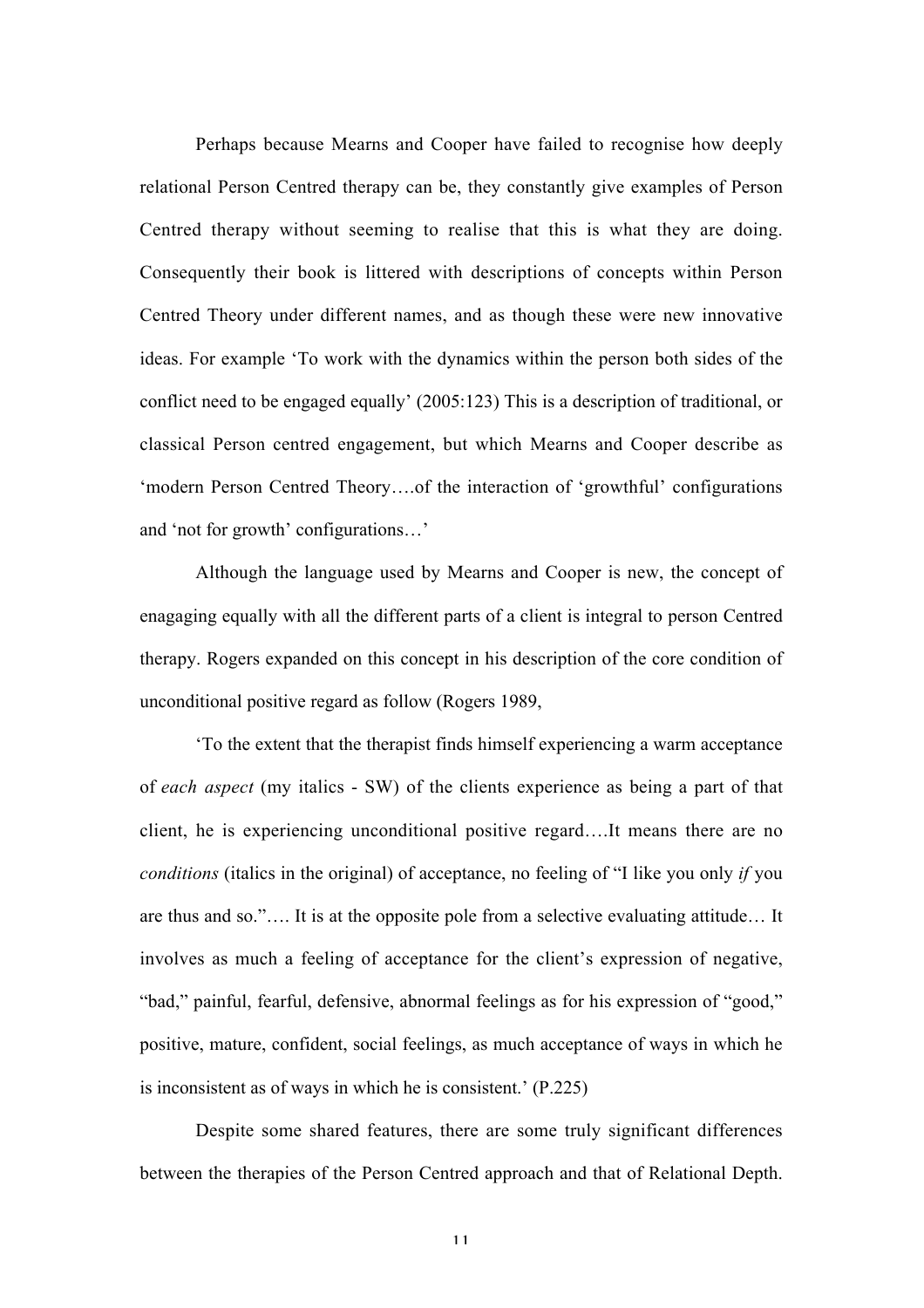Perhaps because Mearns and Cooper have failed to recognise how deeply relational Person Centred therapy can be, they constantly give examples of Person Centred therapy without seeming to realise that this is what they are doing. Consequently their book is littered with descriptions of concepts within Person Centred Theory under different names, and as though these were new innovative ideas. For example 'To work with the dynamics within the person both sides of the conflict need to be engaged equally' (2005:123) This is a description of traditional, or classical Person centred engagement, but which Mearns and Cooper describe as 'modern Person Centred Theory….of the interaction of 'growthful' configurations and 'not for growth' configurations…'

Although the language used by Mearns and Cooper is new, the concept of enagaging equally with all the different parts of a client is integral to person Centred therapy. Rogers expanded on this concept in his description of the core condition of unconditional positive regard as follow (Rogers 1989,

'To the extent that the therapist finds himself experiencing a warm acceptance of *each aspect* (my italics - SW) of the clients experience as being a part of that client, he is experiencing unconditional positive regard….It means there are no *conditions* (italics in the original) of acceptance, no feeling of "I like you only *if* you are thus and so."…. It is at the opposite pole from a selective evaluating attitude… It involves as much a feeling of acceptance for the client's expression of negative, "bad," painful, fearful, defensive, abnormal feelings as for his expression of "good," positive, mature, confident, social feelings, as much acceptance of ways in which he is inconsistent as of ways in which he is consistent.' (P.225)

Despite some shared features, there are some truly significant differences between the therapies of the Person Centred approach and that of Relational Depth.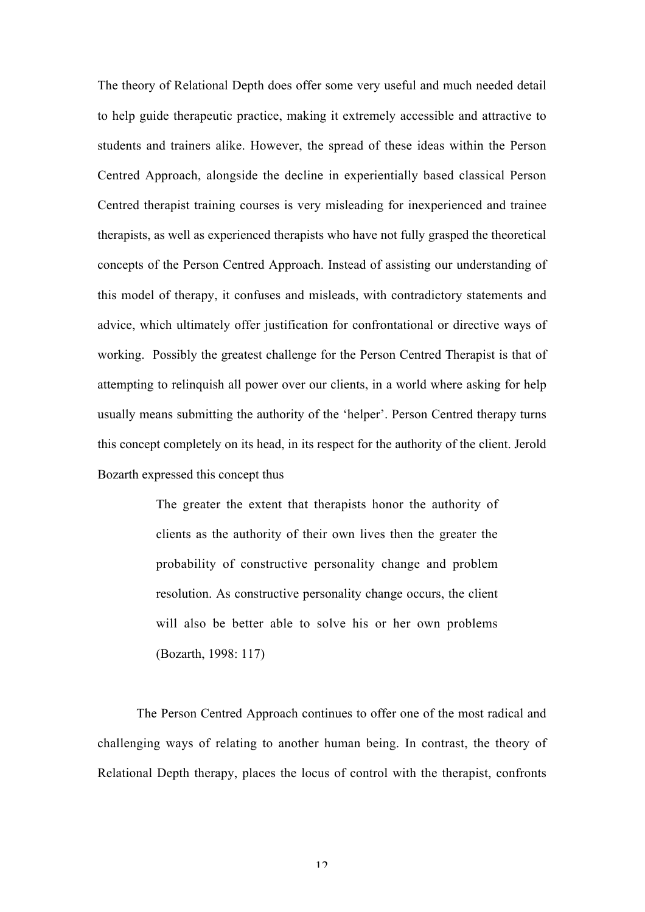The theory of Relational Depth does offer some very useful and much needed detail to help guide therapeutic practice, making it extremely accessible and attractive to students and trainers alike. However, the spread of these ideas within the Person Centred Approach, alongside the decline in experientially based classical Person Centred therapist training courses is very misleading for inexperienced and trainee therapists, as well as experienced therapists who have not fully grasped the theoretical concepts of the Person Centred Approach. Instead of assisting our understanding of this model of therapy, it confuses and misleads, with contradictory statements and advice, which ultimately offer justification for confrontational or directive ways of working. Possibly the greatest challenge for the Person Centred Therapist is that of attempting to relinquish all power over our clients, in a world where asking for help usually means submitting the authority of the 'helper'. Person Centred therapy turns this concept completely on its head, in its respect for the authority of the client. Jerold Bozarth expressed this concept thus

> The greater the extent that therapists honor the authority of clients as the authority of their own lives then the greater the probability of constructive personality change and problem resolution. As constructive personality change occurs, the client will also be better able to solve his or her own problems (Bozarth, 1998: 117)

The Person Centred Approach continues to offer one of the most radical and challenging ways of relating to another human being. In contrast, the theory of Relational Depth therapy, places the locus of control with the therapist, confronts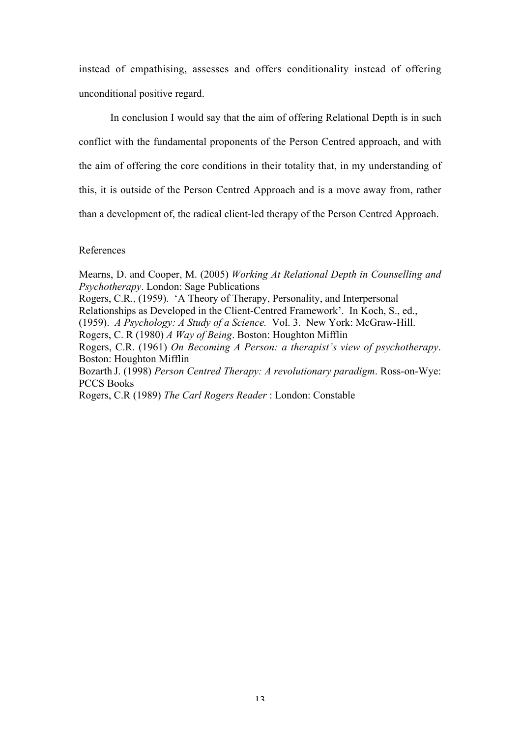instead of empathising, assesses and offers conditionality instead of offering unconditional positive regard.

In conclusion I would say that the aim of offering Relational Depth is in such conflict with the fundamental proponents of the Person Centred approach, and with the aim of offering the core conditions in their totality that, in my understanding of this, it is outside of the Person Centred Approach and is a move away from, rather than a development of, the radical client-led therapy of the Person Centred Approach.

References

Mearns, D. and Cooper, M. (2005) *Working At Relational Depth in Counselling and Psychotherapy*. London: Sage Publications

Rogers, C.R., (1959). 'A Theory of Therapy, Personality, and Interpersonal Relationships as Developed in the Client-Centred Framework'. In Koch, S., ed., (1959). *A Psychology: A Study of a Science.* Vol. 3. New York: McGraw-Hill.

Rogers, C. R (1980) *A Way of Being*. Boston: Houghton Mifflin

Rogers, C.R. (1961) *On Becoming A Person: a therapist's view of psychotherapy*. Boston: Houghton Mifflin

Bozarth J. (1998) *Person Centred Therapy: A revolutionary paradigm*. Ross-on-Wye: PCCS Books

Rogers, C.R (1989) *The Carl Rogers Reader* : London: Constable